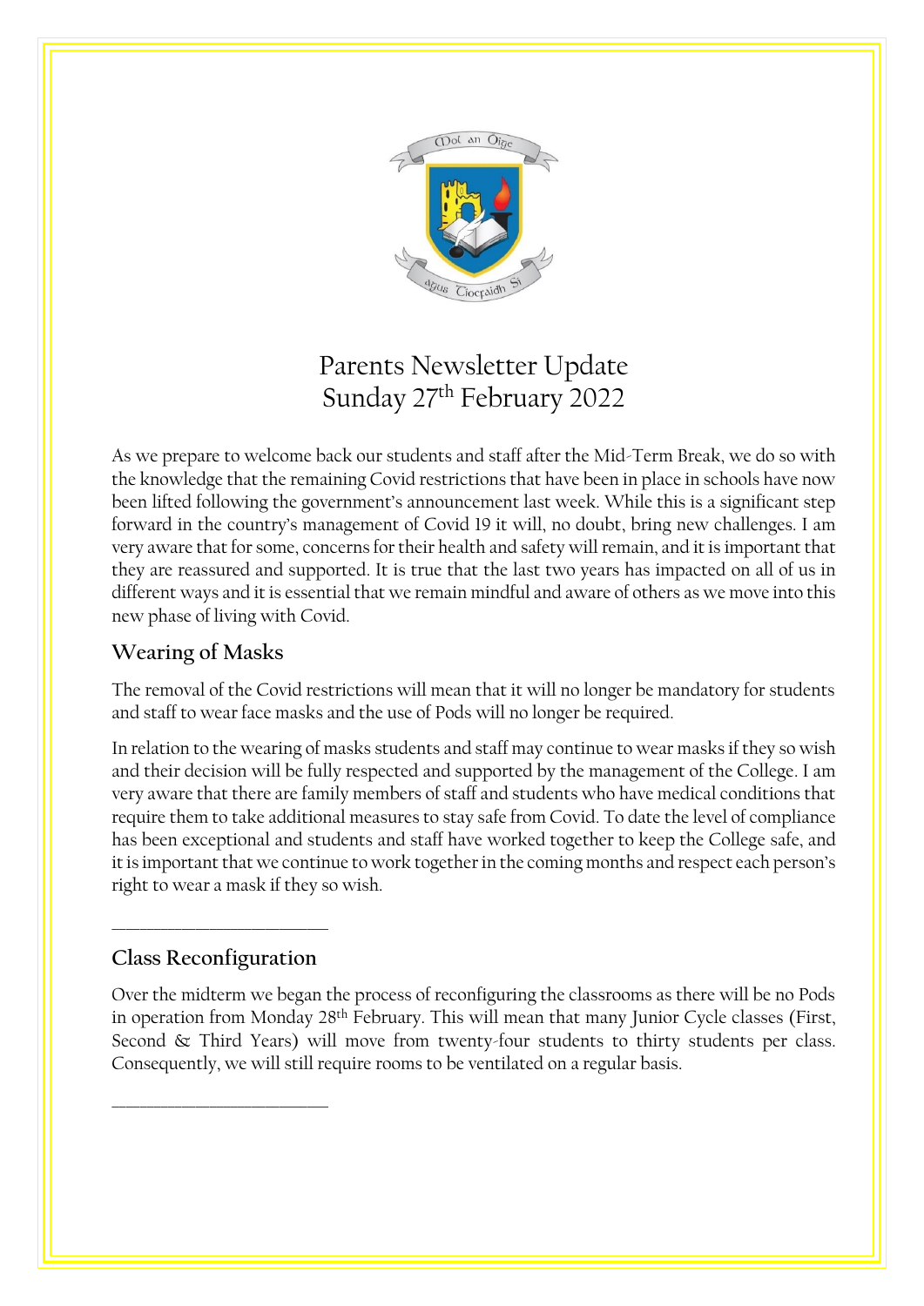# Parents Newsletter Update
## Sunday 27th February 2022

As we prepare to welcome back our students and staff after the Mid-Term Break, we do so with the knowledge that the remaining Covid restrictions that have been in place in schools have now been lifted following the government's announcement last week. While this is a significant step forward in the country's management of Covid 19 it will, no doubt, bring new challenges. I am very aware that for some, concerns for their health and safety will remain, and it is important that they are reassured and supported. It is true that the last two years has impacted on all of us in different ways and it is essential that we remain mindful and aware of others as we move into this new phase of living with Covid.

### Wearing of Masks

The removal of the Covid restrictions will mean that it will no longer be mandatory for students and staff to wear face masks and the use of Pods will no longer be required.

In relation to the wearing of masks students and staff may continue to wear masks if they so wish and their decision will be fully respected and supported by the management of the College. I am very aware that there are family members of staff and students who have medical conditions that require them to take additional measures to stay safe from Covid. To date the level of compliance has been exceptional and students and staff have worked together to keep the College safe, and it is important that we continue to work together in the coming months and respect each person's right to wear a mask if they so wish.

---

### Class Reconfiguration

Over the midterm we began the process of reconfiguring the classrooms as there will be no Pods in operation from Monday 28th February. This will mean that many Junior Cycle classes (First, Second & Third Years) will move from twenty-four students to thirty students per class. Consequently, we will still require rooms to be ventilated on a regular basis.

---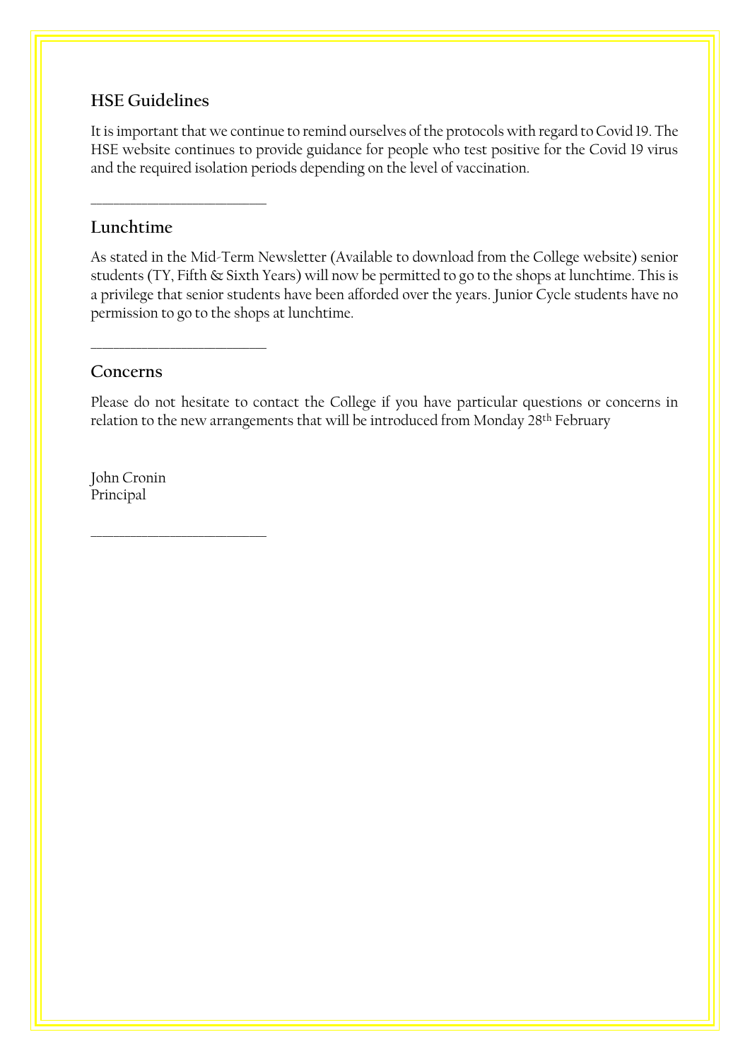## HSE Guidelines

It is important that we continue to remind ourselves of the protocols with regard to Covid 19. The HSE website continues to provide guidance for people who test positive for the Covid 19 virus and the required isolation periods depending on the level of vaccination.

---

## Lunchtime

As stated in the Mid-Term Newsletter (Available to download from the College website) senior students (TY, Fifth & Sixth Years) will now be permitted to go to the shops at lunchtime. This is a privilege that senior students have been afforded over the years. Junior Cycle students have no permission to go to the shops at lunchtime.

---

## Concerns

Please do not hesitate to contact the College if you have particular questions or concerns in relation to the new arrangements that will be introduced from Monday 28th February

John Cronin
Principal

---